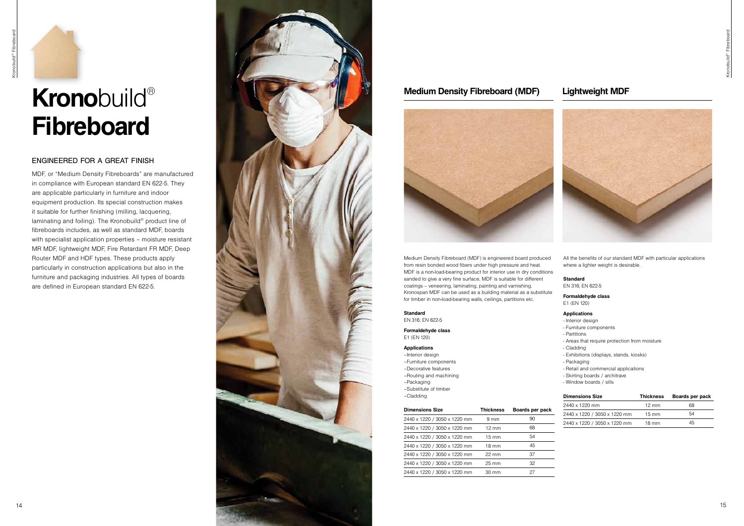# **Krono**build® **Fibreboard**

## ENGINEERED FOR A GREAT FINISH

MDF, or "Medium Density Fibreboards" are manufactured in compliance with European standard EN 622-5. They are applicable particularly in furniture and indoor equipment production. Its special construction makes it suitable for further finishing (milling, lacquering, laminating and foiling). The Kronobuild® product line of fibreboards includes, as well as standard MDF, boards with specialist application properties – moisture resistant MR MDF, lightweight MDF, Fire Retardant FR MDF, Deep Router MDF and HDF types. These products apply particularly in construction applications but also in the furniture and packaging industries. All types of boards are defined in European standard EN 622-5.

## Medium Density Fibreboard (MDF)

Medium Density Fibreboard (MDF) is engineered board produced from resin bonded wood fibers under high pressure and heat. MDF is a non-load-bearing product for interior use in dry conditions sanded to give a very fine surface, MDF is suitable for different coatings – veneering, laminating, painting and varnishing. Kronospan MDF can be used as a building material as a substitute for timber in non-load-bearing walls, ceilings, partitions etc.

**Standard**
EN 316; EN 622-5

**Formaldehyde class**
E1 (EN 120)

**Applications**
- Interior design
- Furniture components
- Decorative features
- Routing and machining
- Packaging
- Substitute of timber
- Cladding

| Dimensions Size | Thickness | Boards per pack |
|---|---|---|
| 2440 x 1220 / 3050 x 1220 mm | 9 mm | 90 |
| 2440 x 1220 / 3050 x 1220 mm | 12 mm | 68 |
| 2440 x 1220 / 3050 x 1220 mm | 15 mm | 54 |
| 2440 x 1220 / 3050 x 1220 mm | 18 mm | 45 |
| 2440 x 1220 / 3050 x 1220 mm | 22 mm | 37 |
| 2440 x 1220 / 3050 x 1220 mm | 25 mm | 32 |
| 2440 x 1220 / 3050 x 1220 mm | 30 mm | 27 |

## Lightweight MDF

All the benefits of our standard MDF with particular applications where a lighter weight is desirable.

**Standard**
EN 316; EN 622-5

**Formaldehyde class**
E1 (EN 120)

**Applications**
- Interior design
- Furniture components
- Partitions
- Areas that require protection from moisture
- Cladding
- Exhibitions (displays, stands, kiosks)
- Packaging
- Retail and commercial applications
- Skirting boards / architrave
- Window boards / sills

| Dimensions Size | Thickness | Boards per pack |
|---|---|---|
| 2440 x 1220 mm | 12 mm | 68 |
| 2440 x 1220 / 3050 x 1220 mm | 15 mm | 54 |
| 2440 x 1220 / 3050 x 1220 mm | 18 mm | 45 |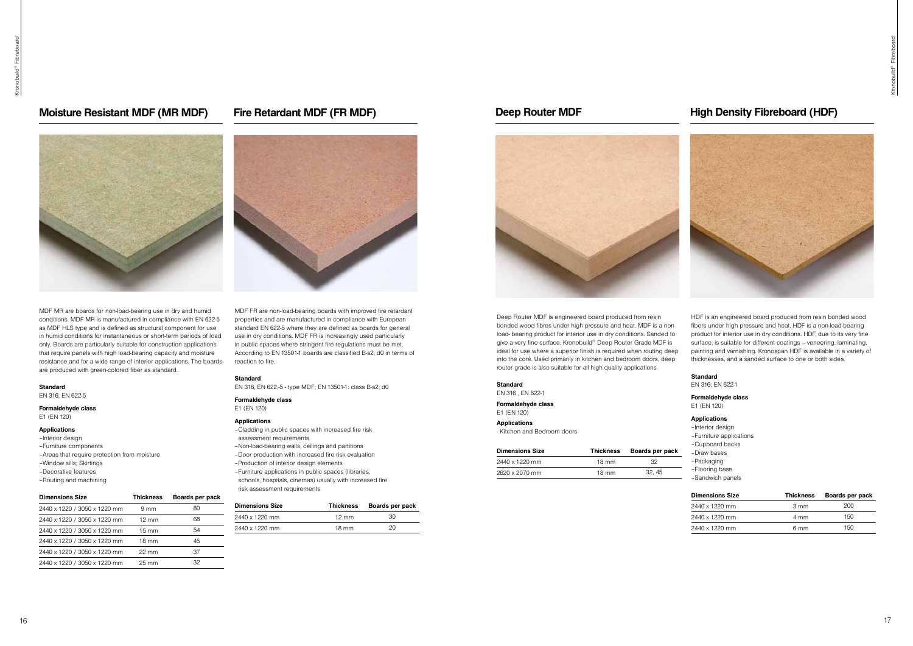## Moisture Resistant MDF (MR MDF)

MDF MR are boards for non-load-bearing use in dry and humid conditions. MDF MR is manufactured in compliance with EN 622-5 as MDF HLS type and is defined as structural component for use in humid conditions for instantaneous or short-term periods of load only. Boards are particularly suitable for construction applications that require panels with high load-bearing capacity and moisture resistance and for a wide range of interior applications. The boards are produced with green-colored fiber as standard.

**Standard**
EN 316; EN 622-5

**Formaldehyde class**
E1 (EN 120)

**Applications**
- Interior design
- Furniture components
- Areas that require protection from moisture
- Window sills; Skirtings
- Decorative features
- Routing and machining

| Dimensions Size | Thickness | Boards per pack |
|---|---|---|
| 2440 x 1220 / 3050 x 1220 mm | 9 mm | 80 |
| 2440 x 1220 / 3050 x 1220 mm | 12 mm | 68 |
| 2440 x 1220 / 3050 x 1220 mm | 15 mm | 54 |
| 2440 x 1220 / 3050 x 1220 mm | 18 mm | 45 |
| 2440 x 1220 / 3050 x 1220 mm | 22 mm | 37 |
| 2440 x 1220 / 3050 x 1220 mm | 25 mm | 32 |

## Fire Retardant MDF (FR MDF)

MDF FR are non-load-bearing boards with improved fire retardant properties and are manufactured in compliance with European standard EN 622-5 where they are defined as boards for general use in dry conditions. MDF FR is increasingly used particularly in public spaces where stringent fire regulations must be met. According to EN 13501-1 boards are classified B-s2, d0 in terms of reaction to fire.

**Standard**
EN 316, EN 622,-5 - type MDF; EN 13501-1: class B-s2, d0

**Formaldehyde class**
E1 (EN 120)

**Applications**
- Cladding in public spaces with increased fire risk assessment requirements
- Non-load-bearing walls, ceilings and partitions
- Door production with increased fire risk evaluation
- Production of interior design elements
- Furniture applications in public spaces (libraries, schools, hospitals, cinemas) usually with increased fire risk assessment requirements

| Dimensions Size | Thickness | Boards per pack |
|---|---|---|
| 2440 x 1220 mm | 12 mm | 30 |
| 2440 x 1220 mm | 18 mm | 20 |

## Deep Router MDF

Deep Router MDF is engineered board produced from resin bonded wood fibres under high pressure and heat. MDF is a non load- bearing product for interior use in dry conditions. Sanded to give a very fine surface, Kronobuild® Deep Router Grade MDF is ideal for use where a superior finish is required when routing deep into the core. Used primarily in kitchen and bedroom doors, deep router grade is also suitable for all high quality applications.

**Standard**
EN 316 , EN 622-1

**Formaldehyde class**
E1 (EN 120)

**Applications**
- Kitchen and Bedroom doors

| Dimensions Size | Thickness | Boards per pack |
|---|---|---|
| 2440 x 1220 mm | 18 mm | 32 |
| 2620 x 2070 mm | 18 mm | 32, 45 |

## High Density Fibreboard (HDF)

HDF is an engineered board produced from resin bonded wood fibers under high pressure and heat. HDF is a non-load-bearing product for interior use in dry conditions. HDF, due to its very fine surface, is suitable for different coatings – veneering, laminating, painting and varnishing. Kronospan HDF is available in a variety of thicknesses, and a sanded surface to one or both sides.

**Standard**
EN 316; EN 622-1

**Formaldehyde class**
E1 (EN 120)

**Applications**
- Interior design
- Furniture applications
- Cupboard backs
- Draw bases
- Packaging
- Flooring base
- Sandwich panels

| Dimensions Size | Thickness | Boards per pack |
|---|---|---|
| 2440 x 1220 mm | 3 mm | 200 |
| 2440 x 1220 mm | 4 mm | 150 |
| 2440 x 1220 mm | 6 mm | 150 |